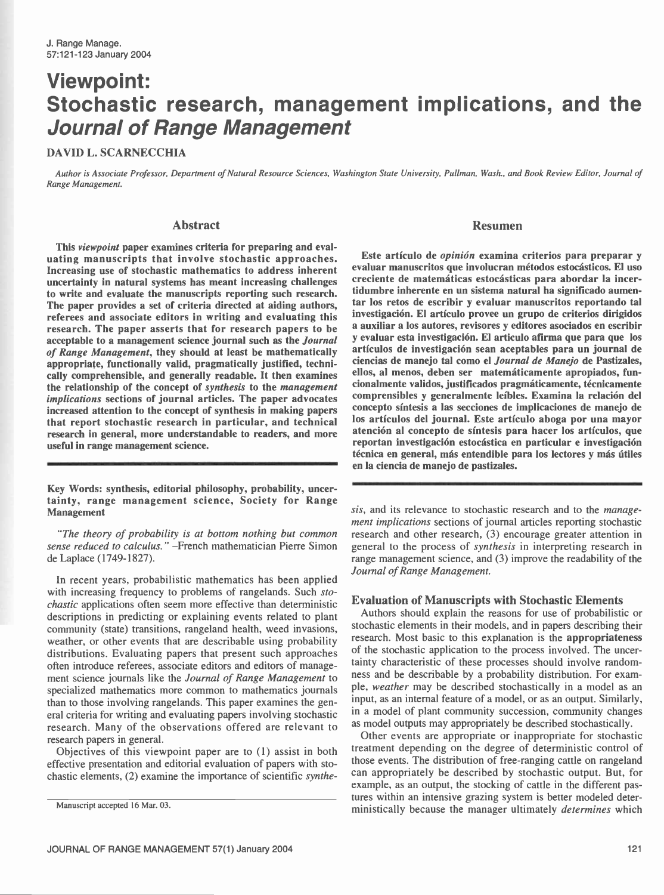# Viewpoint: Stochastic research, management implications, and the *Journal of Range Management*

DAVID L. SCARNECCHIA

*Author is Associate Professor, Department of Natural Resource Sciences, Washington State University, Pullman, Wash., and Book Review Editor, Journal of Range Management.*

## Abstract

**This *viewpoint* paper examines criteria for preparing and evaluating manuscripts that involve stochastic approaches. Increasing use of stochastic mathematics to address inherent uncertainty in natural systems has meant increasing challenges to write and evaluate the manuscripts reporting such research. The paper provides a set of criteria directed at aiding authors, referees and associate editors in writing and evaluating this research. The paper asserts that for research papers to be acceptable to a management science journal such as the *Journal of Range Management*, they should at least be mathematically appropriate, functionally valid, pragmatically justified, technically comprehensible, and generally readable. It then examines the relationship of the concept of *synthesis* to the *management implications* sections of journal articles. The paper advocates increased attention to the concept of synthesis in making papers that report stochastic research in particular, and technical research in general, more understandable to readers, and more useful in range management science.**

## Resumen

**Este artículo de *opinión* examina criterios para preparar y evaluar manuscritos que involucren métodos estocásticos. El uso creciente de matemáticas estocásticas para abordar la incertidumbre inherente en un sistema natural ha significado aumentar los retos de escribir y evaluar manuscritos reportando tal investigación. El artículo provee un grupo de criterios dirigidos a auxiliar a los autores, revisores y editores asociados en escribir y evaluar esta investigación. El articulo afirma que para que los artículos de investigación sean aceptables para un journal de ciencias de manejo tal como el *Journal de Manejo* de Pastizales, ellos, al menos, deben ser matemáticamente apropiados, funcionalmente validos, justificados pragmáticamente, técnicamente comprensibles y generalmente leíbles. Examina la relación del concepto síntesis a las secciones de implicaciones de manejo de los artículos del journal. Este artículo aboga por una mayor atención al concepto de síntesis para hacer los artículos, que reportan investigación estocástica en particular e investigación técnica en general, más entendible para los lectores y más útiles en la ciencia de manejo de pastizales.**

**Key Words: synthesis, editorial philosophy, probability, uncertainty, range management science, Society for Range Management**

*"The theory of probability is at bottom nothing but common sense reduced to calculus."* –French mathematician Pierre Simon de Laplace (1749-1827).

In recent years, probabilistic mathematics has been applied with increasing frequency to problems of rangelands. Such *stochastic* applications often seem more effective than deterministic descriptions in predicting or explaining events related to plant community (state) transitions, rangeland health, weed invasions, weather, or other events that are describable using probability distributions. Evaluating papers that present such approaches often introduce referees, associate editors and editors of management science journals like the *Journal of Range Management* to specialized mathematics more common to mathematics journals than to those involving rangelands. This paper examines the general criteria for writing and evaluating papers involving stochastic research. Many of the observations offered are relevant to research papers in general.

Objectives of this viewpoint paper are to (1) assist in both effective presentation and editorial evaluation of papers with stochastic elements, (2) examine the importance of scientific *synthesis*, and its relevance to stochastic research and to the *management implications* sections of journal articles reporting stochastic research and other research, (3) encourage greater attention in general to the process of *synthesis* in interpreting research in range management science, and (3) improve the readability of the *Journal of Range Management.*

Manuscript accepted 16 Mar. 03.

### Evaluation of Manuscripts with Stochastic Elements

Authors should explain the reasons for use of probabilistic or stochastic elements in their models, and in papers describing their research. Most basic to this explanation is the **appropriateness** of the stochastic application to the process involved. The uncertainty characteristic of these processes should involve randomness and be describable by a probability distribution. For example, *weather* may be described stochastically in a model as an input, as an internal feature of a model, or as an output. Similarly, in a model of plant community succession, community changes as model outputs may appropriately be described stochastically.

Other events are appropriate or inappropriate for stochastic treatment depending on the degree of deterministic control of those events. The distribution of free-ranging cattle on rangeland can appropriately be described by stochastic output. But, for example, as an output, the stocking of cattle in the different pastures within an intensive grazing system is better modeled deterministically because the manager ultimately *determines* which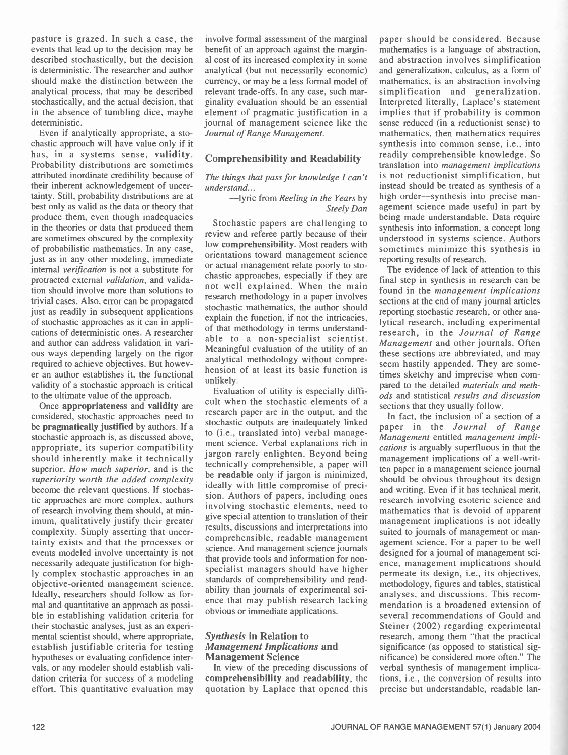pasture is grazed. In such a case, the events that lead up to the decision may be described stochastically, but the decision is deterministic. The researcher and author should make the distinction between the analytical process, that may be described stochastically, and the actual decision, that in the absence of tumbling dice, maybe deterministic.

Even if analytically appropriate, a stochastic approach will have value only if it has, in a systems sense, **validity**. Probability distributions are sometimes attributed inordinate credibility because of their inherent acknowledgement of uncertainty. Still, probability distributions are at best only as valid as the data or theory that produce them, even though inadequacies in the theories or data that produced them are sometimes obscured by the complexity of probabilistic mathematics. In any case, just as in any other modeling, immediate internal *verification* is not a substitute for protracted external *validation*, and validation should involve more than solutions to trivial cases. Also, error can be propagated just as readily in subsequent applications of stochastic approaches as it can in applications of deterministic ones. A researcher and author can address validation in various ways depending largely on the rigor required to achieve objectives. But however an author establishes it, the functional validity of a stochastic approach is critical to the ultimate value of the approach.

Once **appropriateness** and **validity** are considered, stochastic approaches need to be **pragmatically justified** by authors. If a stochastic approach is, as discussed above, appropriate, its superior compatibility should inherently make it technically superior. *How much superior*, and is the *superiority worth the added complexity* become the relevant questions. If stochastic approaches are more complex, authors of research involving them should, at minimum, qualitatively justify their greater complexity. Simply asserting that uncertainty exists and that the processes or events modeled involve uncertainty is not necessarily adequate justification for highly complex stochastic approaches in an objective-oriented management science. Ideally, researchers should follow as formal and quantitative an approach as possible in establishing validation criteria for their stochastic analyses, just as an experimental scientist should, where appropriate, establish justifiable criteria for testing hypotheses or evaluating confidence intervals, or any modeler should establish validation criteria for success of a modeling effort. This quantitative evaluation may involve formal assessment of the marginal benefit of an approach against the marginal cost of its increased complexity in some analytical (but not necessarily economic) currency, or may be a less formal model of relevant trade-offs. In any case, such marginality evaluation should be an essential element of pragmatic justification in a journal of management science like the *Journal of Range Management*.

## Comprehensibility and Readability

*The things that pass for knowledge I can't understand...*

—lyric from *Reeling in the Years* by *Steely Dan*

Stochastic papers are challenging to review and referee partly because of their low **comprehensibility**. Most readers with orientations toward management science or actual management relate poorly to stochastic approaches, especially if they are not well explained. When the main research methodology in a paper involves stochastic mathematics, the author should explain the function, if not the intricacies, of that methodology in terms understandable to a non-specialist scientist. Meaningful evaluation of the utility of an analytical methodology without comprehension of at least its basic function is unlikely.

Evaluation of utility is especially difficult when the stochastic elements of a research paper are in the output, and the stochastic outputs are inadequately linked to (i.e., translated into) verbal management science. Verbal explanations rich in jargon rarely enlighten. Beyond being technically comprehensible, a paper will be **readable** only if jargon is minimized, ideally with little compromise of precision. Authors of papers, including ones involving stochastic elements, need to give special attention to translation of their results, discussions and interpretations into comprehensible, readable management science. And management science journals that provide tools and information for non-specialist managers should have higher standards of comprehensibility and readability than journals of experimental science that may publish research lacking obvious or immediate applications.

## *Synthesis* in Relation to *Management Implications* and Management Science

In view of the preceding discussions of **comprehensibility** and **readability**, the quotation by Laplace that opened this paper should be considered. Because mathematics is a language of abstraction, and abstraction involves simplification and generalization, calculus, as a form of mathematics, is an abstraction involving simplification and generalization. Interpreted literally, Laplace's statement implies that if probability is common sense reduced (in a reductionist sense) to mathematics, then mathematics requires synthesis into common sense, i.e., into readily comprehensible knowledge. So translation into *management implications* is not reductionist simplification, but instead should be treated as synthesis of a high order—synthesis into precise management science made useful in part by being made understandable. Data require synthesis into information, a concept long understood in systems science. Authors sometimes minimize this synthesis in reporting results of research.

The evidence of lack of attention to this final step in synthesis in research can be found in the *management implications* sections at the end of many journal articles reporting stochastic research, or other analytical research, including experimental research, in the *Journal of Range Management* and other journals. Often these sections are abbreviated, and may seem hastily appended. They are sometimes sketchy and imprecise when compared to the detailed *materials and methods* and statistical *results and discussion* sections that they usually follow.

In fact, the inclusion of a section of a paper in the *Journal of Range Management* entitled *management implications* is arguably superfluous in that the management implications of a well-written paper in a management science journal should be obvious throughout its design and writing. Even if it has technical merit, research involving esoteric science and mathematics that is devoid of apparent management implications is not ideally suited to journals of management or management science. For a paper to be well designed for a journal of management science, management implications should permeate its design, i.e., its objectives, methodology, figures and tables, statistical analyses, and discussions. This recommendation is a broadened extension of several recommendations of Gould and Steiner (2002) regarding experimental research, among them "that the practical significance (as opposed to statistical significance) be considered more often." The verbal synthesis of management implications, i.e., the conversion of results into precise but understandable, readable lan-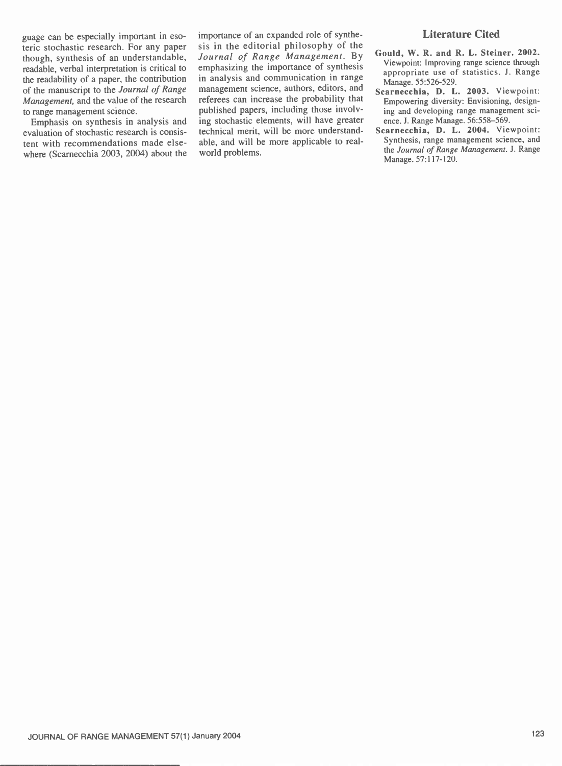guage can be especially important in esoteric stochastic research. For any paper though, synthesis of an understandable, readable, verbal interpretation is critical to the readability of a paper, the contribution of the manuscript to the *Journal of Range Management,* and the value of the research to range management science.

Emphasis on synthesis in analysis and evaluation of stochastic research is consistent with recommendations made elsewhere (Scarnecchia 2003, 2004) about the importance of an expanded role of synthesis in the editorial philosophy of the *Journal of Range Management*. By emphasizing the importance of synthesis in analysis and communication in range management science, authors, editors, and referees can increase the probability that published papers, including those involving stochastic elements, will have greater technical merit, will be more understandable, and will be more applicable to real-world problems.

## Literature Cited

**Gould, W. R. and R. L. Steiner. 2002.** Viewpoint: Improving range science through appropriate use of statistics. J. Range Manage. 55:526-529.

**Scarnecchia, D. L. 2003.** Viewpoint: Empowering diversity: Envisioning, designing and developing range management science. J. Range Manage. 56:558–569.

**Scarnecchia, D. L. 2004.** Viewpoint: Synthesis, range management science, and the *Journal of Range Management*. J. Range Manage. 57:117-120.